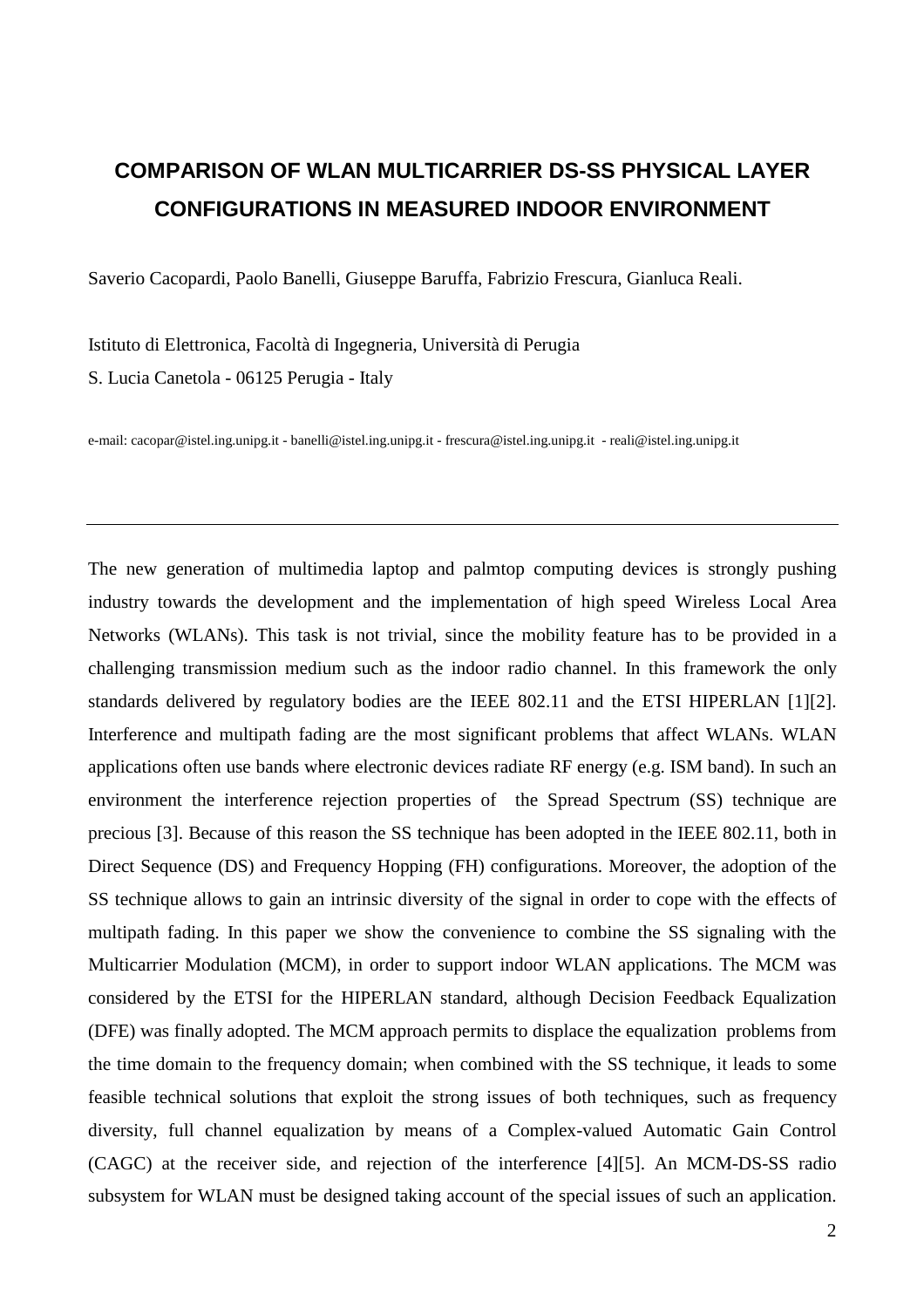# COMPARISON OF WLAN MULTICARRIER DS-SS PHYSICAL LAYER CONFIGURATIONS IN MEASURED INDOOR ENVIRONMENT

Saverio Cacopardi, Paolo Banelli, Giuseppe Baruffa, Fabrizio Frescura, Gianluca Reali.

Istituto di Elettronica, Facoltà di Ingegneria, Università di Perugia

S. Lucia Canetola - 06125 Perugia - Italy

e-mail: cacopar@istel.ing.unipg.it - banelli@istel.ing.unipg.it - frescura@istel.ing.unipg.it - reali@istel.ing.unipg.it

---

The new generation of multimedia laptop and palmtop computing devices is strongly pushing industry towards the development and the implementation of high speed Wireless Local Area Networks (WLANs). This task is not trivial, since the mobility feature has to be provided in a challenging transmission medium such as the indoor radio channel. In this framework the only standards delivered by regulatory bodies are the IEEE 802.11 and the ETSI HIPERLAN [1][2]. Interference and multipath fading are the most significant problems that affect WLANs. WLAN applications often use bands where electronic devices radiate RF energy (e.g. ISM band). In such an environment the interference rejection properties of the Spread Spectrum (SS) technique are precious [3]. Because of this reason the SS technique has been adopted in the IEEE 802.11, both in Direct Sequence (DS) and Frequency Hopping (FH) configurations. Moreover, the adoption of the SS technique allows to gain an intrinsic diversity of the signal in order to cope with the effects of multipath fading. In this paper we show the convenience to combine the SS signaling with the Multicarrier Modulation (MCM), in order to support indoor WLAN applications. The MCM was considered by the ETSI for the HIPERLAN standard, although Decision Feedback Equalization (DFE) was finally adopted. The MCM approach permits to displace the equalization problems from the time domain to the frequency domain; when combined with the SS technique, it leads to some feasible technical solutions that exploit the strong issues of both techniques, such as frequency diversity, full channel equalization by means of a Complex-valued Automatic Gain Control (CAGC) at the receiver side, and rejection of the interference [4][5]. An MCM-DS-SS radio subsystem for WLAN must be designed taking account of the special issues of such an application.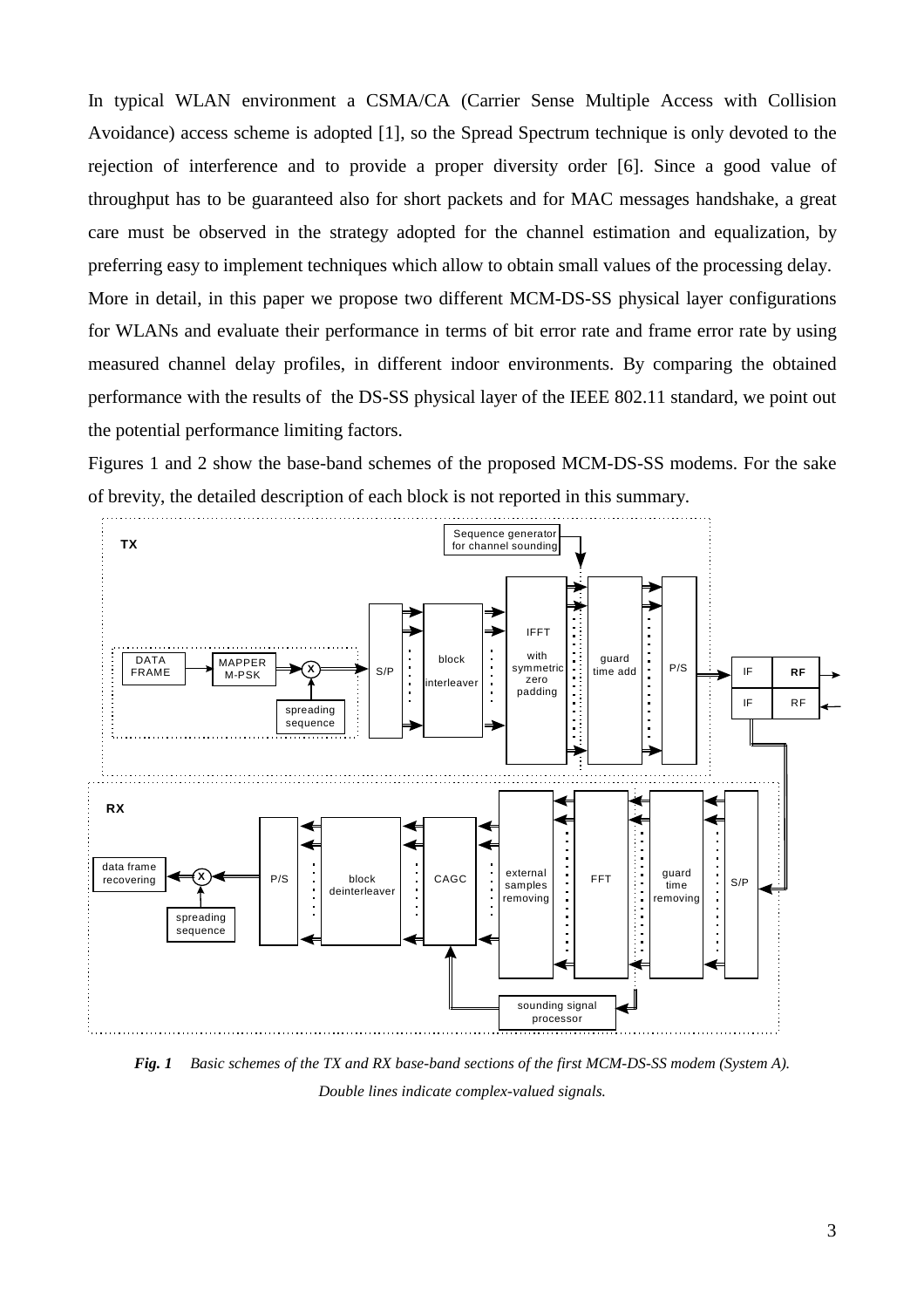In typical WLAN environment a CSMA/CA (Carrier Sense Multiple Access with Collision Avoidance) access scheme is adopted [1], so the Spread Spectrum technique is only devoted to the rejection of interference and to provide a proper diversity order [6]. Since a good value of throughput has to be guaranteed also for short packets and for MAC messages handshake, a great care must be observed in the strategy adopted for the channel estimation and equalization, by preferring easy to implement techniques which allow to obtain small values of the processing delay.

More in detail, in this paper we propose two different MCM-DS-SS physical layer configurations for WLANs and evaluate their performance in terms of bit error rate and frame error rate by using measured channel delay profiles, in different indoor environments. By comparing the obtained performance with the results of the DS-SS physical layer of the IEEE 802.11 standard, we point out the potential performance limiting factors.

Figures 1 and 2 show the base-band schemes of the proposed MCM-DS-SS modems. For the sake of brevity, the detailed description of each block is not reported in this summary.

***Fig. 1*** *Basic schemes of the TX and RX base-band sections of the first MCM-DS-SS modem (System A). Double lines indicate complex-valued signals.*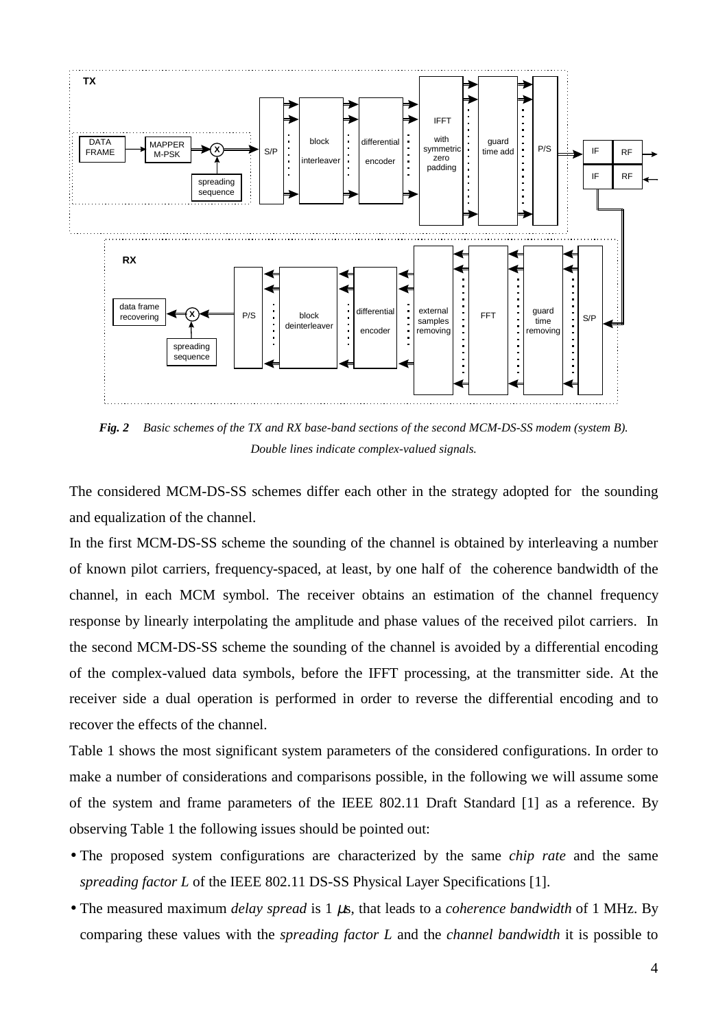**Fig. 2** *Basic schemes of the TX and RX base-band sections of the second MCM-DS-SS modem (system B). Double lines indicate complex-valued signals.*

The considered MCM-DS-SS schemes differ each other in the strategy adopted for the sounding and equalization of the channel.

In the first MCM-DS-SS scheme the sounding of the channel is obtained by interleaving a number of known pilot carriers, frequency-spaced, at least, by one half of the coherence bandwidth of the channel, in each MCM symbol. The receiver obtains an estimation of the channel frequency response by linearly interpolating the amplitude and phase values of the received pilot carriers. In the second MCM-DS-SS scheme the sounding of the channel is avoided by a differential encoding of the complex-valued data symbols, before the IFFT processing, at the transmitter side. At the receiver side a dual operation is performed in order to reverse the differential encoding and to recover the effects of the channel.

Table 1 shows the most significant system parameters of the considered configurations. In order to make a number of considerations and comparisons possible, in the following we will assume some of the system and frame parameters of the IEEE 802.11 Draft Standard [1] as a reference. By observing Table 1 the following issues should be pointed out:

- The proposed system configurations are characterized by the same *chip rate* and the same *spreading factor L* of the IEEE 802.11 DS-SS Physical Layer Specifications [1].
- The measured maximum *delay spread* is 1 $\mu$s, that leads to a *coherence bandwidth* of 1 MHz. By comparing these values with the *spreading factor L* and the *channel bandwidth* it is possible to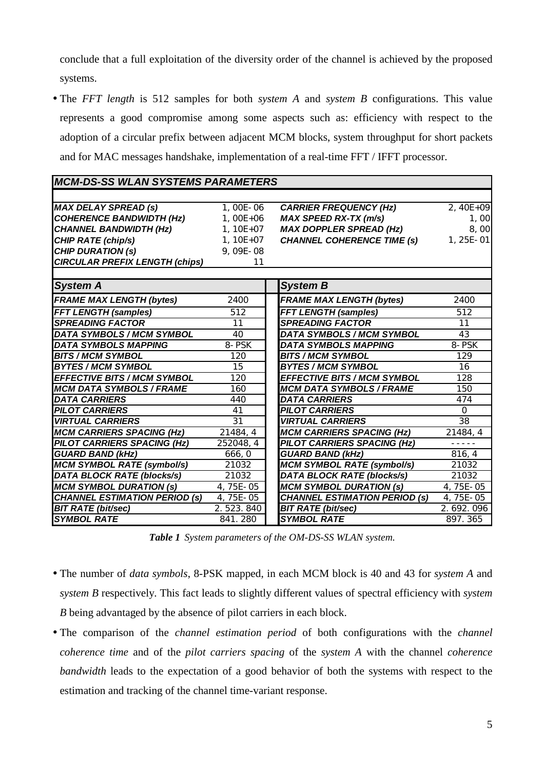conclude that a full exploitation of the diversity order of the channel is achieved by the proposed systems.

- The *FFT length* is 512 samples for both *system A* and *system B* configurations. This value represents a good compromise among some aspects such as: efficiency with respect to the adoption of a circular prefix between adjacent MCM blocks, system throughput for short packets and for MAC messages handshake, implementation of a real-time FFT / IFFT processor.

| ***MCM-DS-SS WLAN SYSTEMS PARAMETERS*** | | | |
|---|---|---|---|
| ***MAX DELAY SPREAD (s)*** | 1,00E-06 | ***CARRIER FREQUENCY (Hz)*** | 2,40E+09 |
| ***COHERENCE BANDWIDTH (Hz)*** | 1,00E+06 | ***MAX SPEED RX-TX (m/s)*** | 1,00 |
| ***CHANNEL BANDWIDTH (Hz)*** | 1,10E+07 | ***MAX DOPPLER SPREAD (Hz)*** | 8,00 |
| ***CHIP RATE (chip/s)*** | 1,10E+07 | ***CHANNEL COHERENCE TIME (s)*** | 1,25E-01 |
| ***CHIP DURATION (s)*** | 9,09E-08 | | |
| ***CIRCULAR PREFIX LENGTH (chips)*** | 11 | | |

| ***System A*** | | ***System B*** | |
|---|---|---|---|
| ***FRAME MAX LENGTH (bytes)*** | 2400 | ***FRAME MAX LENGTH (bytes)*** | 2400 |
| ***FFT LENGTH (samples)*** | 512 | ***FFT LENGTH (samples)*** | 512 |
| ***SPREADING FACTOR*** | 11 | ***SPREADING FACTOR*** | 11 |
| ***DATA SYMBOLS / MCM SYMBOL*** | 40 | ***DATA SYMBOLS / MCM SYMBOL*** | 43 |
| ***DATA SYMBOLS MAPPING*** | 8-PSK | ***DATA SYMBOLS MAPPING*** | 8-PSK |
| ***BITS / MCM SYMBOL*** | 120 | ***BITS / MCM SYMBOL*** | 129 |
| ***BYTES / MCM SYMBOL*** | 15 | ***BYTES / MCM SYMBOL*** | 16 |
| ***EFFECTIVE BITS / MCM SYMBOL*** | 120 | ***EFFECTIVE BITS / MCM SYMBOL*** | 128 |
| ***MCM DATA SYMBOLS / FRAME*** | 160 | ***MCM DATA SYMBOLS / FRAME*** | 150 |
| ***DATA CARRIERS*** | 440 | ***DATA CARRIERS*** | 474 |
| ***PILOT CARRIERS*** | 41 | ***PILOT CARRIERS*** | 0 |
| ***VIRTUAL CARRIERS*** | 31 | ***VIRTUAL CARRIERS*** | 38 |
| ***MCM CARRIERS SPACING (Hz)*** | 21484,4 | ***MCM CARRIERS SPACING (Hz)*** | 21484,4 |
| ***PILOT CARRIERS SPACING (Hz)*** | 252048,4 | ***PILOT CARRIERS SPACING (Hz)*** | ----- |
| ***GUARD BAND (kHz)*** | 666,0 | ***GUARD BAND (kHz)*** | 816,4 |
| ***MCM SYMBOL RATE (symbol/s)*** | 21032 | ***MCM SYMBOL RATE (symbol/s)*** | 21032 |
| ***DATA BLOCK RATE (blocks/s)*** | 21032 | ***DATA BLOCK RATE (blocks/s)*** | 21032 |
| ***MCM SYMBOL DURATION (s)*** | 4,75E-05 | ***MCM SYMBOL DURATION (s)*** | 4,75E-05 |
| ***CHANNEL ESTIMATION PERIOD (s)*** | 4,75E-05 | ***CHANNEL ESTIMATION PERIOD (s)*** | 4,75E-05 |
| ***BIT RATE (bit/sec)*** | 2.523.840 | ***BIT RATE (bit/sec)*** | 2.692.096 |
| ***SYMBOL RATE*** | 841.280 | ***SYMBOL RATE*** | 897.365 |

***Table 1*** *System parameters of the OM-DS-SS WLAN system.*

- The number of *data symbols*, 8-PSK mapped, in each MCM block is 40 and 43 for *system A* and *system B* respectively. This fact leads to slightly different values of spectral efficiency with *system B* being advantaged by the absence of pilot carriers in each block.
- The comparison of the *channel estimation period* of both configurations with the *channel coherence time* and of the *pilot carriers spacing* of the *system A* with the channel *coherence bandwidth* leads to the expectation of a good behavior of both the systems with respect to the estimation and tracking of the channel time-variant response.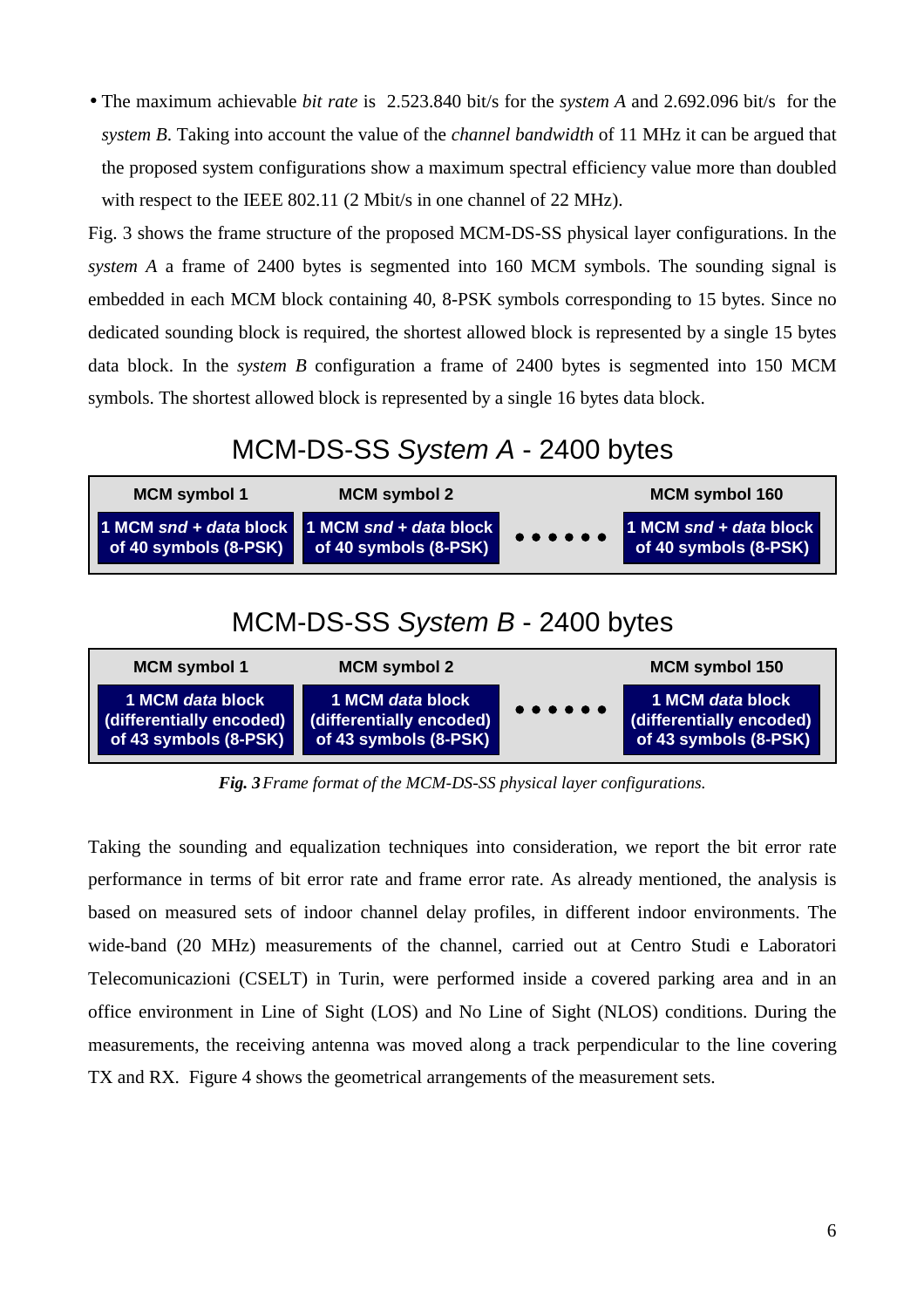- The maximum achievable *bit rate* is 2.523.840 bit/s for the *system A* and 2.692.096 bit/s for the *system B*. Taking into account the value of the *channel bandwidth* of 11 MHz it can be argued that the proposed system configurations show a maximum spectral efficiency value more than doubled with respect to the IEEE 802.11 (2 Mbit/s in one channel of 22 MHz).

Fig. 3 shows the frame structure of the proposed MCM-DS-SS physical layer configurations. In the *system A* a frame of 2400 bytes is segmented into 160 MCM symbols. The sounding signal is embedded in each MCM block containing 40, 8-PSK symbols corresponding to 15 bytes. Since no dedicated sounding block is required, the shortest allowed block is represented by a single 15 bytes data block. In the *system B* configuration a frame of 2400 bytes is segmented into 150 MCM symbols. The shortest allowed block is represented by a single 16 bytes data block.

**MCM-DS-SS *System A* - 2400 bytes**

| MCM symbol 1 | MCM symbol 2 | | MCM symbol 160 |
|---|---|---|---|
| 1 MCM *snd* + *data* block of 40 symbols (8-PSK) | 1 MCM *snd* + *data* block of 40 symbols (8-PSK) | •••••• | 1 MCM *snd* + *data* block of 40 symbols (8-PSK) |

**MCM-DS-SS *System B* - 2400 bytes**

| MCM symbol 1 | MCM symbol 2 | | MCM symbol 150 |
|---|---|---|---|
| 1 MCM *data* block (differentially encoded) of 43 symbols (8-PSK) | 1 MCM *data* block (differentially encoded) of 43 symbols (8-PSK) | •••••• | 1 MCM *data* block (differentially encoded) of 43 symbols (8-PSK) |

***Fig. 3*** *Frame format of the MCM-DS-SS physical layer configurations.*

Taking the sounding and equalization techniques into consideration, we report the bit error rate performance in terms of bit error rate and frame error rate. As already mentioned, the analysis is based on measured sets of indoor channel delay profiles, in different indoor environments. The wide-band (20 MHz) measurements of the channel, carried out at Centro Studi e Laboratori Telecomunicazioni (CSELT) in Turin, were performed inside a covered parking area and in an office environment in Line of Sight (LOS) and No Line of Sight (NLOS) conditions. During the measurements, the receiving antenna was moved along a track perpendicular to the line covering TX and RX. Figure 4 shows the geometrical arrangements of the measurement sets.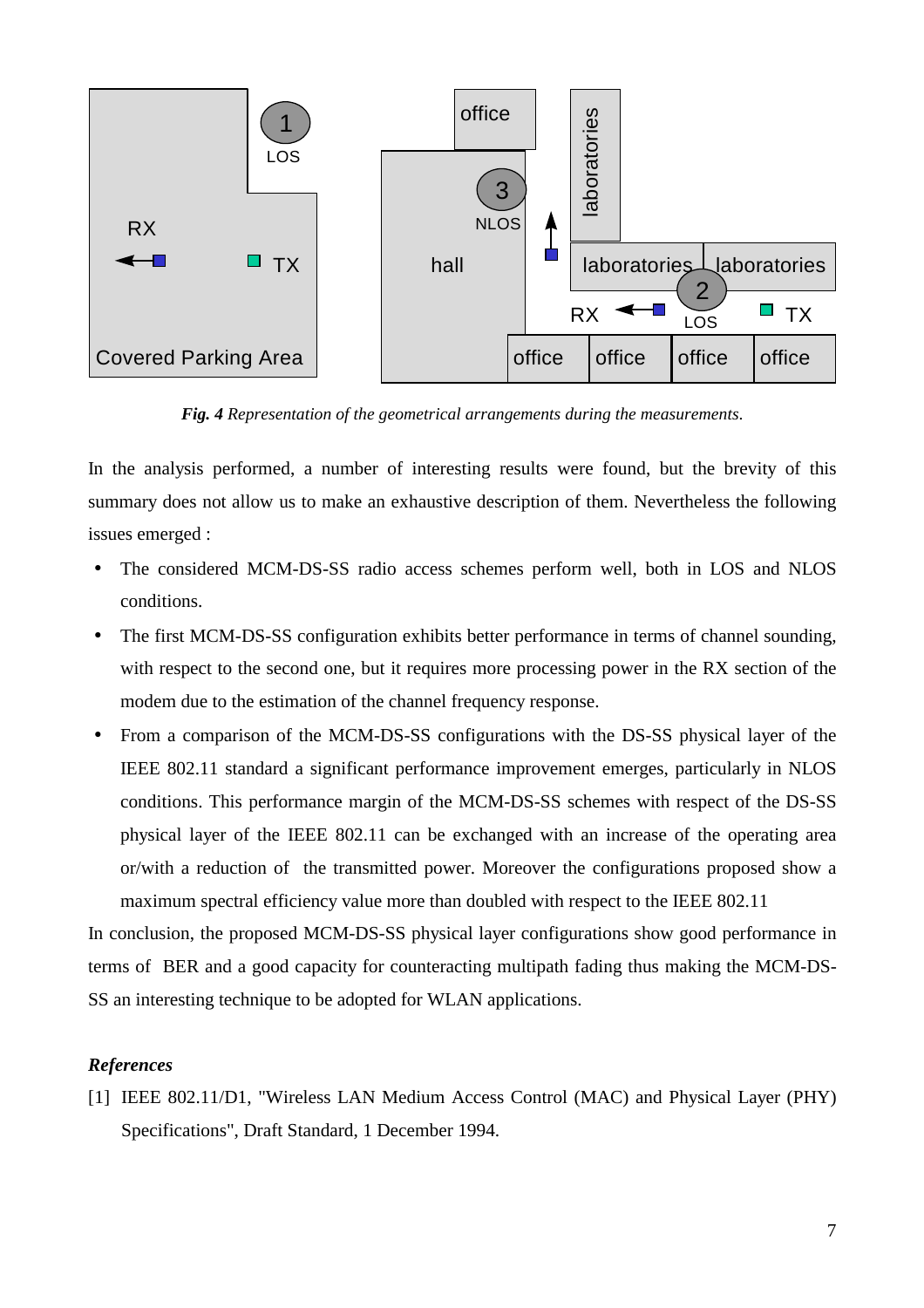***Fig. 4*** *Representation of the geometrical arrangements during the measurements.*

In the analysis performed, a number of interesting results were found, but the brevity of this summary does not allow us to make an exhaustive description of them. Nevertheless the following issues emerged :

- The considered MCM-DS-SS radio access schemes perform well, both in LOS and NLOS conditions.
- The first MCM-DS-SS configuration exhibits better performance in terms of channel sounding, with respect to the second one, but it requires more processing power in the RX section of the modem due to the estimation of the channel frequency response.
- From a comparison of the MCM-DS-SS configurations with the DS-SS physical layer of the IEEE 802.11 standard a significant performance improvement emerges, particularly in NLOS conditions. This performance margin of the MCM-DS-SS schemes with respect of the DS-SS physical layer of the IEEE 802.11 can be exchanged with an increase of the operating area or/with a reduction of the transmitted power. Moreover the configurations proposed show a maximum spectral efficiency value more than doubled with respect to the IEEE 802.11

In conclusion, the proposed MCM-DS-SS physical layer configurations show good performance in terms of BER and a good capacity for counteracting multipath fading thus making the MCM-DS-SS an interesting technique to be adopted for WLAN applications.

***References***

[1] IEEE 802.11/D1, "Wireless LAN Medium Access Control (MAC) and Physical Layer (PHY) Specifications", Draft Standard, 1 December 1994.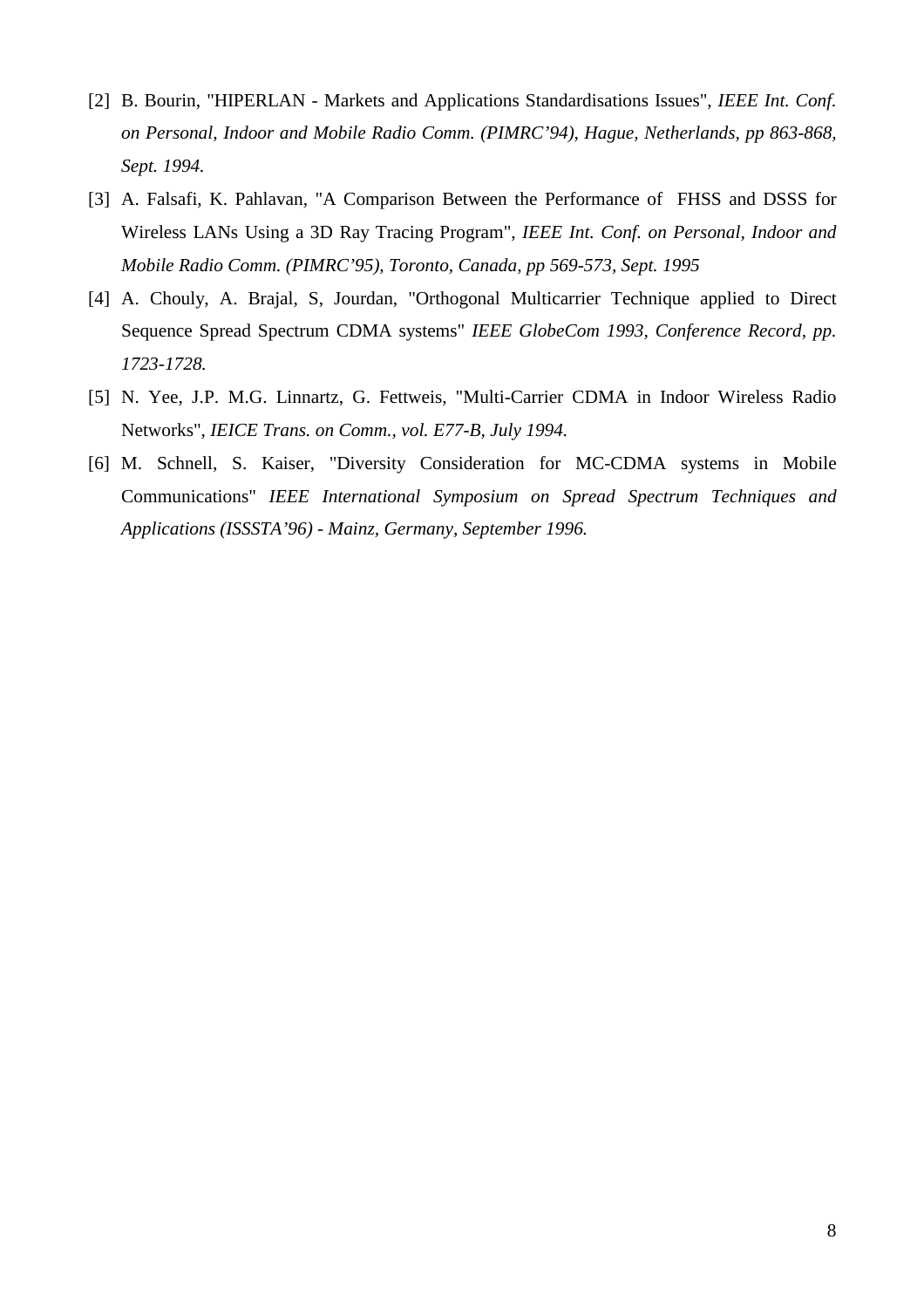[2] B. Bourin, "HIPERLAN - Markets and Applications Standardisations Issues", *IEEE Int. Conf. on Personal, Indoor and Mobile Radio Comm. (PIMRC'94), Hague, Netherlands, pp 863-868, Sept. 1994.*

[3] A. Falsafi, K. Pahlavan, "A Comparison Between the Performance of FHSS and DSSS for Wireless LANs Using a 3D Ray Tracing Program", *IEEE Int. Conf. on Personal, Indoor and Mobile Radio Comm. (PIMRC'95), Toronto, Canada, pp 569-573, Sept. 1995*

[4] A. Chouly, A. Brajal, S, Jourdan, "Orthogonal Multicarrier Technique applied to Direct Sequence Spread Spectrum CDMA systems" *IEEE GlobeCom 1993, Conference Record, pp. 1723-1728.*

[5] N. Yee, J.P. M.G. Linnartz, G. Fettweis, "Multi-Carrier CDMA in Indoor Wireless Radio Networks", *IEICE Trans. on Comm., vol. E77-B, July 1994.*

[6] M. Schnell, S. Kaiser, "Diversity Consideration for MC-CDMA systems in Mobile Communications" *IEEE International Symposium on Spread Spectrum Techniques and Applications (ISSSTA'96) - Mainz, Germany, September 1996.*